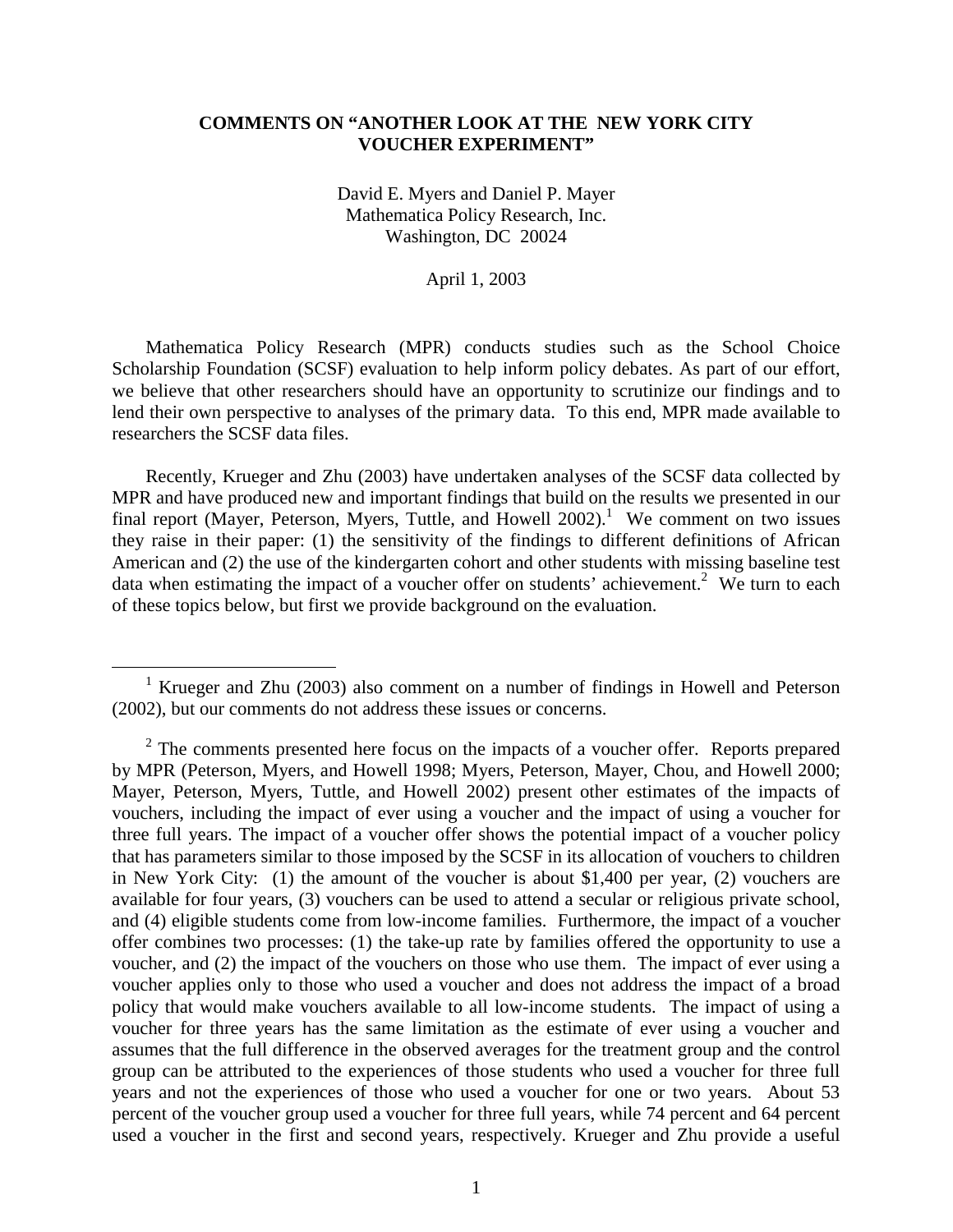# COMMENTS ON "ANOTHER LOOK AT THE NEW YORK CITY VOUCHER EXPERIMENT"

David E. Myers and Daniel P. Mayer
Mathematica Policy Research, Inc.
Washington, DC 20024

April 1, 2003

Mathematica Policy Research (MPR) conducts studies such as the School Choice Scholarship Foundation (SCSF) evaluation to help inform policy debates. As part of our effort, we believe that other researchers should have an opportunity to scrutinize our findings and to lend their own perspective to analyses of the primary data. To this end, MPR made available to researchers the SCSF data files.

Recently, Krueger and Zhu (2003) have undertaken analyses of the SCSF data collected by MPR and have produced new and important findings that build on the results we presented in our final report (Mayer, Peterson, Myers, Tuttle, and Howell 2002).[1] We comment on two issues they raise in their paper: (1) the sensitivity of the findings to different definitions of African American and (2) the use of the kindergarten cohort and other students with missing baseline test data when estimating the impact of a voucher offer on students' achievement.[2] We turn to each of these topics below, but first we provide background on the evaluation.

---

[1] Krueger and Zhu (2003) also comment on a number of findings in Howell and Peterson (2002), but our comments do not address these issues or concerns.

[2] The comments presented here focus on the impacts of a voucher offer. Reports prepared by MPR (Peterson, Myers, and Howell 1998; Myers, Peterson, Mayer, Chou, and Howell 2000; Mayer, Peterson, Myers, Tuttle, and Howell 2002) present other estimates of the impacts of vouchers, including the impact of ever using a voucher and the impact of using a voucher for three full years. The impact of a voucher offer shows the potential impact of a voucher policy that has parameters similar to those imposed by the SCSF in its allocation of vouchers to children in New York City: (1) the amount of the voucher is about $1,400 per year, (2) vouchers are available for four years, (3) vouchers can be used to attend a secular or religious private school, and (4) eligible students come from low-income families. Furthermore, the impact of a voucher offer combines two processes: (1) the take-up rate by families offered the opportunity to use a voucher, and (2) the impact of the vouchers on those who use them. The impact of ever using a voucher applies only to those who used a voucher and does not address the impact of a broad policy that would make vouchers available to all low-income students. The impact of using a voucher for three years has the same limitation as the estimate of ever using a voucher and assumes that the full difference in the observed averages for the treatment group and the control group can be attributed to the experiences of those students who used a voucher for three full years and not the experiences of those who used a voucher for one or two years. About 53 percent of the voucher group used a voucher for three full years, while 74 percent and 64 percent used a voucher in the first and second years, respectively. Krueger and Zhu provide a useful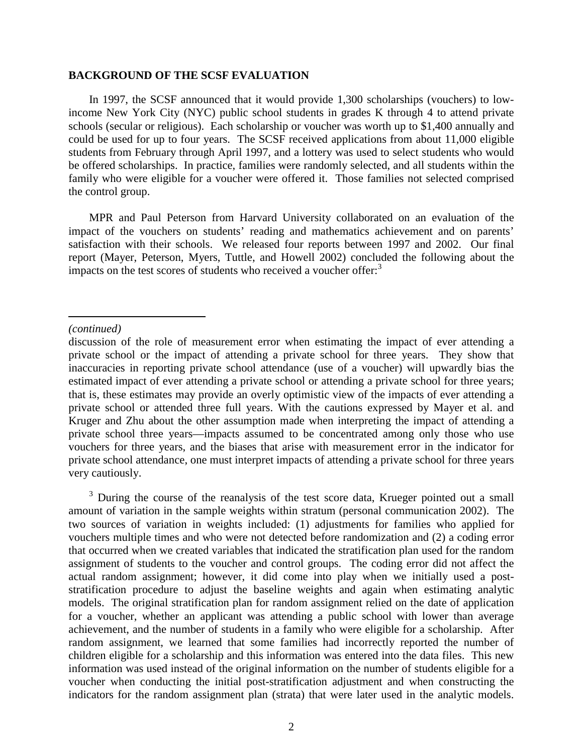## BACKGROUND OF THE SCSF EVALUATION

In 1997, the SCSF announced that it would provide 1,300 scholarships (vouchers) to low-income New York City (NYC) public school students in grades K through 4 to attend private schools (secular or religious). Each scholarship or voucher was worth up to $1,400 annually and could be used for up to four years. The SCSF received applications from about 11,000 eligible students from February through April 1997, and a lottery was used to select students who would be offered scholarships. In practice, families were randomly selected, and all students within the family who were eligible for a voucher were offered it. Those families not selected comprised the control group.

MPR and Paul Peterson from Harvard University collaborated on an evaluation of the impact of the vouchers on students' reading and mathematics achievement and on parents' satisfaction with their schools. We released four reports between 1997 and 2002. Our final report (Mayer, Peterson, Myers, Tuttle, and Howell 2002) concluded the following about the impacts on the test scores of students who received a voucher offer:[3]

---

*(continued)*

discussion of the role of measurement error when estimating the impact of ever attending a private school or the impact of attending a private school for three years. They show that inaccuracies in reporting private school attendance (use of a voucher) will upwardly bias the estimated impact of ever attending a private school or attending a private school for three years; that is, these estimates may provide an overly optimistic view of the impacts of ever attending a private school or attended three full years. With the cautions expressed by Mayer et al. and Kruger and Zhu about the other assumption made when interpreting the impact of attending a private school three years—impacts assumed to be concentrated among only those who use vouchers for three years, and the biases that arise with measurement error in the indicator for private school attendance, one must interpret impacts of attending a private school for three years very cautiously.

[3] During the course of the reanalysis of the test score data, Krueger pointed out a small amount of variation in the sample weights within stratum (personal communication 2002). The two sources of variation in weights included: (1) adjustments for families who applied for vouchers multiple times and who were not detected before randomization and (2) a coding error that occurred when we created variables that indicated the stratification plan used for the random assignment of students to the voucher and control groups. The coding error did not affect the actual random assignment; however, it did come into play when we initially used a post-stratification procedure to adjust the baseline weights and again when estimating analytic models. The original stratification plan for random assignment relied on the date of application for a voucher, whether an applicant was attending a public school with lower than average achievement, and the number of students in a family who were eligible for a scholarship. After random assignment, we learned that some families had incorrectly reported the number of children eligible for a scholarship and this information was entered into the data files. This new information was used instead of the original information on the number of students eligible for a voucher when conducting the initial post-stratification adjustment and when constructing the indicators for the random assignment plan (strata) that were later used in the analytic models.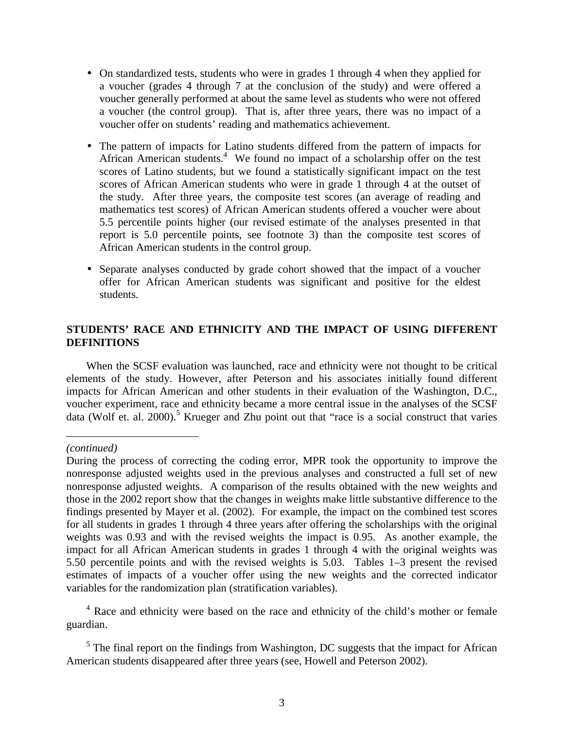- On standardized tests, students who were in grades 1 through 4 when they applied for a voucher (grades 4 through 7 at the conclusion of the study) and were offered a voucher generally performed at about the same level as students who were not offered a voucher (the control group). That is, after three years, there was no impact of a voucher offer on students' reading and mathematics achievement.

- The pattern of impacts for Latino students differed from the pattern of impacts for African American students.[4] We found no impact of a scholarship offer on the test scores of Latino students, but we found a statistically significant impact on the test scores of African American students who were in grade 1 through 4 at the outset of the study. After three years, the composite test scores (an average of reading and mathematics test scores) of African American students offered a voucher were about 5.5 percentile points higher (our revised estimate of the analyses presented in that report is 5.0 percentile points, see footnote 3) than the composite test scores of African American students in the control group.

- Separate analyses conducted by grade cohort showed that the impact of a voucher offer for African American students was significant and positive for the eldest students.

## STUDENTS' RACE AND ETHNICITY AND THE IMPACT OF USING DIFFERENT DEFINITIONS

When the SCSF evaluation was launched, race and ethnicity were not thought to be critical elements of the study. However, after Peterson and his associates initially found different impacts for African American and other students in their evaluation of the Washington, D.C., voucher experiment, race and ethnicity became a more central issue in the analyses of the SCSF data (Wolf et. al. 2000).[5] Krueger and Zhu point out that "race is a social construct that varies

---

*(continued)*

During the process of correcting the coding error, MPR took the opportunity to improve the nonresponse adjusted weights used in the previous analyses and constructed a full set of new nonresponse adjusted weights. A comparison of the results obtained with the new weights and those in the 2002 report show that the changes in weights make little substantive difference to the findings presented by Mayer et al. (2002). For example, the impact on the combined test scores for all students in grades 1 through 4 three years after offering the scholarships with the original weights was 0.93 and with the revised weights the impact is 0.95. As another example, the impact for all African American students in grades 1 through 4 with the original weights was 5.50 percentile points and with the revised weights is 5.03. Tables 1–3 present the revised estimates of impacts of a voucher offer using the new weights and the corrected indicator variables for the randomization plan (stratification variables).

[4] Race and ethnicity were based on the race and ethnicity of the child's mother or female guardian.

[5] The final report on the findings from Washington, DC suggests that the impact for African American students disappeared after three years (see, Howell and Peterson 2002).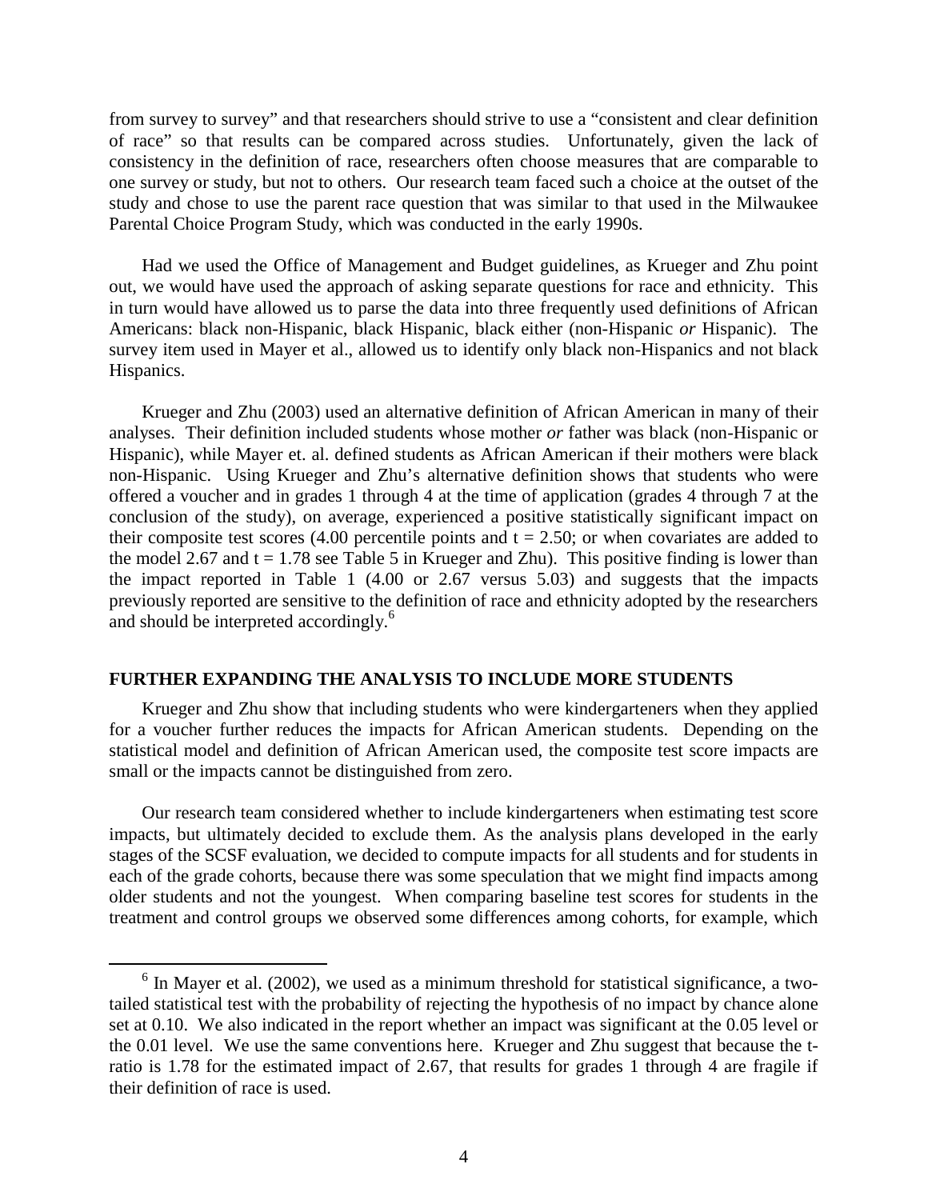from survey to survey" and that researchers should strive to use a "consistent and clear definition of race" so that results can be compared across studies. Unfortunately, given the lack of consistency in the definition of race, researchers often choose measures that are comparable to one survey or study, but not to others. Our research team faced such a choice at the outset of the study and chose to use the parent race question that was similar to that used in the Milwaukee Parental Choice Program Study, which was conducted in the early 1990s.

Had we used the Office of Management and Budget guidelines, as Krueger and Zhu point out, we would have used the approach of asking separate questions for race and ethnicity. This in turn would have allowed us to parse the data into three frequently used definitions of African Americans: black non-Hispanic, black Hispanic, black either (non-Hispanic *or* Hispanic). The survey item used in Mayer et al., allowed us to identify only black non-Hispanics and not black Hispanics.

Krueger and Zhu (2003) used an alternative definition of African American in many of their analyses. Their definition included students whose mother *or* father was black (non-Hispanic or Hispanic), while Mayer et. al. defined students as African American if their mothers were black non-Hispanic. Using Krueger and Zhu's alternative definition shows that students who were offered a voucher and in grades 1 through 4 at the time of application (grades 4 through 7 at the conclusion of the study), on average, experienced a positive statistically significant impact on their composite test scores (4.00 percentile points and $t = 2.50$; or when covariates are added to the model 2.67 and $t = 1.78$ see Table 5 in Krueger and Zhu). This positive finding is lower than the impact reported in Table 1 (4.00 or 2.67 versus 5.03) and suggests that the impacts previously reported are sensitive to the definition of race and ethnicity adopted by the researchers and should be interpreted accordingly.[6]

**FURTHER EXPANDING THE ANALYSIS TO INCLUDE MORE STUDENTS**

Krueger and Zhu show that including students who were kindergarteners when they applied for a voucher further reduces the impacts for African American students. Depending on the statistical model and definition of African American used, the composite test score impacts are small or the impacts cannot be distinguished from zero.

Our research team considered whether to include kindergarteners when estimating test score impacts, but ultimately decided to exclude them. As the analysis plans developed in the early stages of the SCSF evaluation, we decided to compute impacts for all students and for students in each of the grade cohorts, because there was some speculation that we might find impacts among older students and not the youngest. When comparing baseline test scores for students in the treatment and control groups we observed some differences among cohorts, for example, which

[6] In Mayer et al. (2002), we used as a minimum threshold for statistical significance, a two-tailed statistical test with the probability of rejecting the hypothesis of no impact by chance alone set at 0.10. We also indicated in the report whether an impact was significant at the 0.05 level or the 0.01 level. We use the same conventions here. Krueger and Zhu suggest that because the t-ratio is 1.78 for the estimated impact of 2.67, that results for grades 1 through 4 are fragile if their definition of race is used.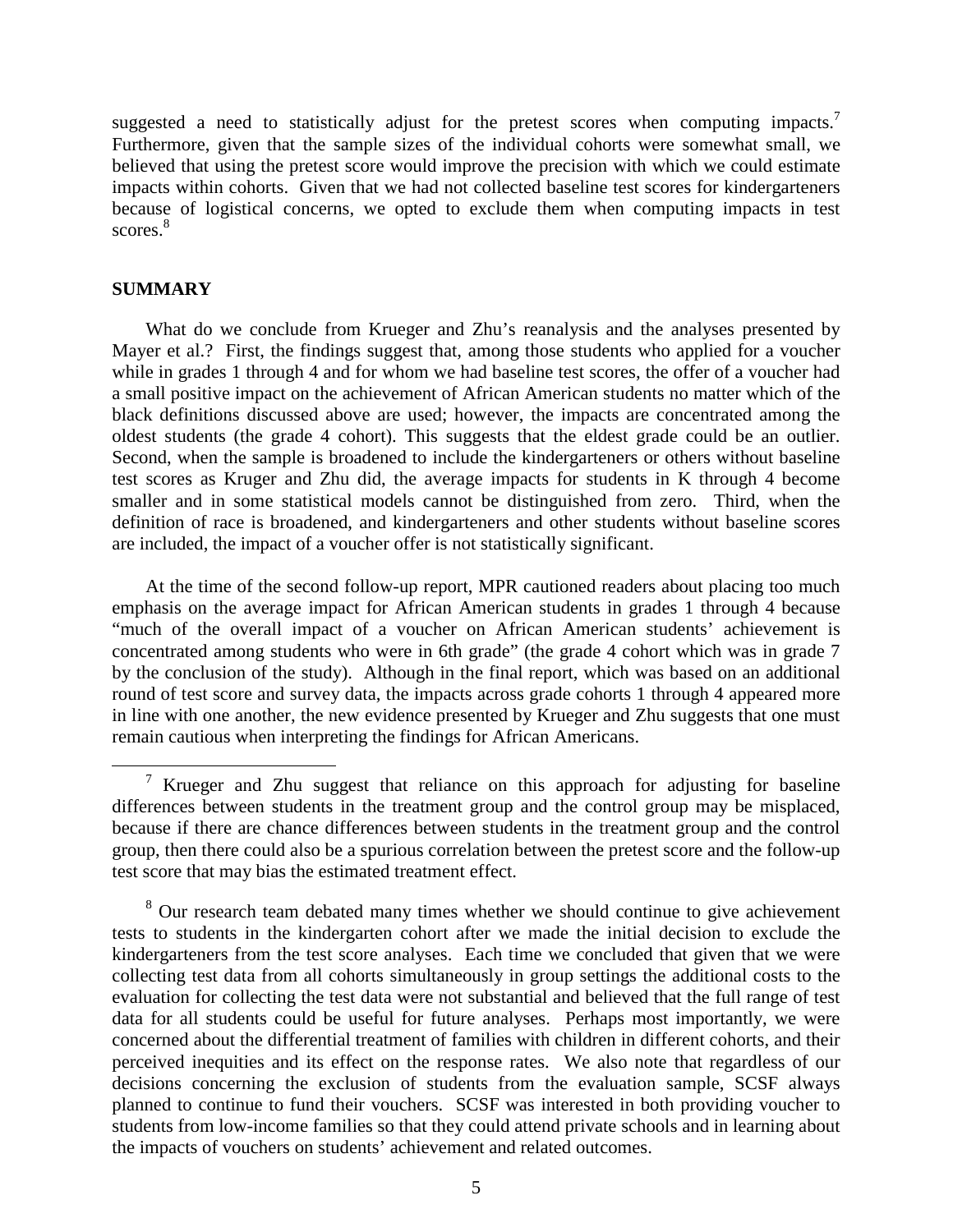suggested a need to statistically adjust for the pretest scores when computing impacts.[7] Furthermore, given that the sample sizes of the individual cohorts were somewhat small, we believed that using the pretest score would improve the precision with which we could estimate impacts within cohorts. Given that we had not collected baseline test scores for kindergarteners because of logistical concerns, we opted to exclude them when computing impacts in test scores.[8]

## SUMMARY

What do we conclude from Krueger and Zhu's reanalysis and the analyses presented by Mayer et al.? First, the findings suggest that, among those students who applied for a voucher while in grades 1 through 4 and for whom we had baseline test scores, the offer of a voucher had a small positive impact on the achievement of African American students no matter which of the black definitions discussed above are used; however, the impacts are concentrated among the oldest students (the grade 4 cohort). This suggests that the eldest grade could be an outlier. Second, when the sample is broadened to include the kindergarteners or others without baseline test scores as Kruger and Zhu did, the average impacts for students in K through 4 become smaller and in some statistical models cannot be distinguished from zero. Third, when the definition of race is broadened, and kindergarteners and other students without baseline scores are included, the impact of a voucher offer is not statistically significant.

At the time of the second follow-up report, MPR cautioned readers about placing too much emphasis on the average impact for African American students in grades 1 through 4 because "much of the overall impact of a voucher on African American students' achievement is concentrated among students who were in 6th grade" (the grade 4 cohort which was in grade 7 by the conclusion of the study). Although in the final report, which was based on an additional round of test score and survey data, the impacts across grade cohorts 1 through 4 appeared more in line with one another, the new evidence presented by Krueger and Zhu suggests that one must remain cautious when interpreting the findings for African Americans.

---

[7] Krueger and Zhu suggest that reliance on this approach for adjusting for baseline differences between students in the treatment group and the control group may be misplaced, because if there are chance differences between students in the treatment group and the control group, then there could also be a spurious correlation between the pretest score and the follow-up test score that may bias the estimated treatment effect.

[8] Our research team debated many times whether we should continue to give achievement tests to students in the kindergarten cohort after we made the initial decision to exclude the kindergarteners from the test score analyses. Each time we concluded that given that we were collecting test data from all cohorts simultaneously in group settings the additional costs to the evaluation for collecting the test data were not substantial and believed that the full range of test data for all students could be useful for future analyses. Perhaps most importantly, we were concerned about the differential treatment of families with children in different cohorts, and their perceived inequities and its effect on the response rates. We also note that regardless of our decisions concerning the exclusion of students from the evaluation sample, SCSF always planned to continue to fund their vouchers. SCSF was interested in both providing voucher to students from low-income families so that they could attend private schools and in learning about the impacts of vouchers on students' achievement and related outcomes.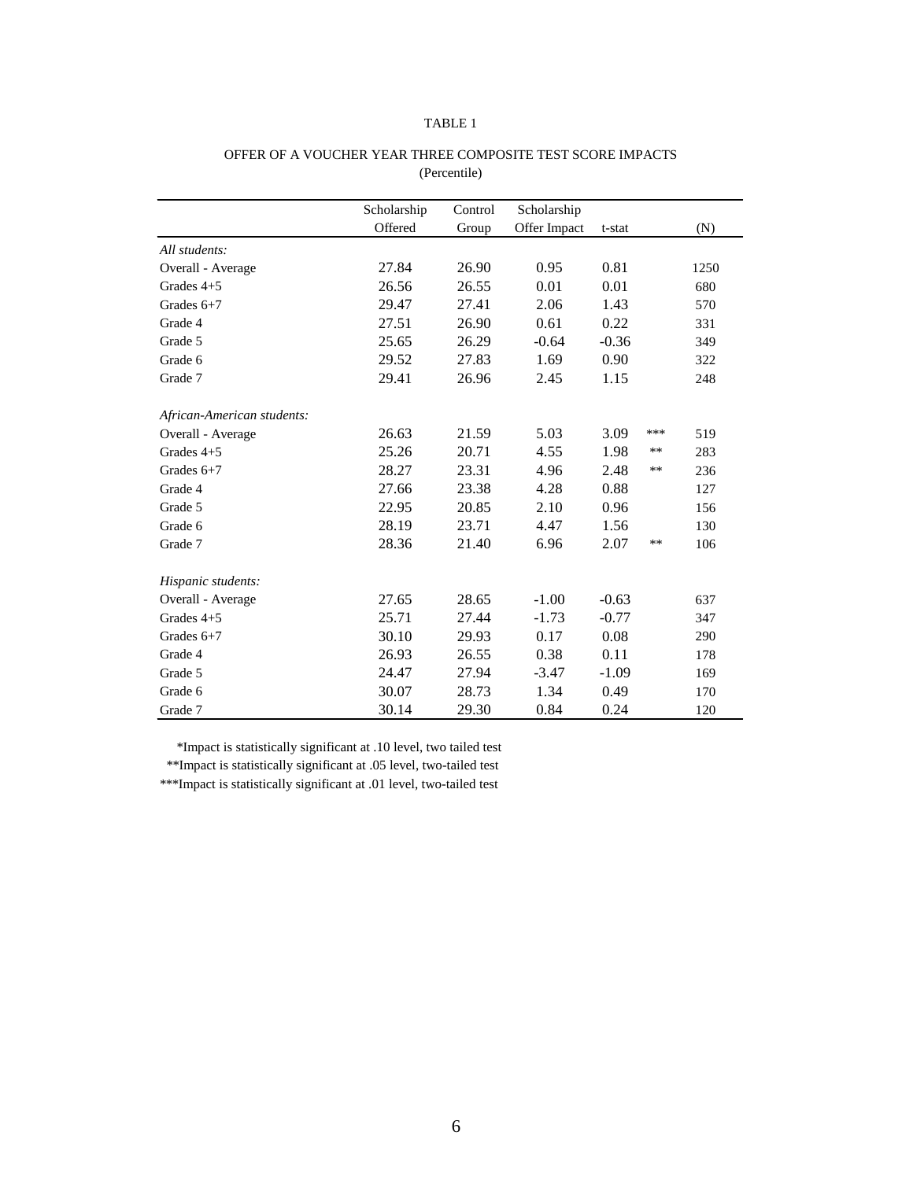TABLE 1

OFFER OF A VOUCHER YEAR THREE COMPOSITE TEST SCORE IMPACTS
(Percentile)

| | Scholarship Offered | Control Group | Scholarship Offer Impact | t-stat | | (N) |
|---|---|---|---|---|---|---|
| *All students:* | | | | | | |
| Overall - Average | 27.84 | 26.90 | 0.95 | 0.81 | | 1250 |
| Grades 4+5 | 26.56 | 26.55 | 0.01 | 0.01 | | 680 |
| Grades 6+7 | 29.47 | 27.41 | 2.06 | 1.43 | | 570 |
| Grade 4 | 27.51 | 26.90 | 0.61 | 0.22 | | 331 |
| Grade 5 | 25.65 | 26.29 | -0.64 | -0.36 | | 349 |
| Grade 6 | 29.52 | 27.83 | 1.69 | 0.90 | | 322 |
| Grade 7 | 29.41 | 26.96 | 2.45 | 1.15 | | 248 |
| *African-American students:* | | | | | | |
| Overall - Average | 26.63 | 21.59 | 5.03 | 3.09 | *** | 519 |
| Grades 4+5 | 25.26 | 20.71 | 4.55 | 1.98 | ** | 283 |
| Grades 6+7 | 28.27 | 23.31 | 4.96 | 2.48 | ** | 236 |
| Grade 4 | 27.66 | 23.38 | 4.28 | 0.88 | | 127 |
| Grade 5 | 22.95 | 20.85 | 2.10 | 0.96 | | 156 |
| Grade 6 | 28.19 | 23.71 | 4.47 | 1.56 | | 130 |
| Grade 7 | 28.36 | 21.40 | 6.96 | 2.07 | ** | 106 |
| *Hispanic students:* | | | | | | |
| Overall - Average | 27.65 | 28.65 | -1.00 | -0.63 | | 637 |
| Grades 4+5 | 25.71 | 27.44 | -1.73 | -0.77 | | 347 |
| Grades 6+7 | 30.10 | 29.93 | 0.17 | 0.08 | | 290 |
| Grade 4 | 26.93 | 26.55 | 0.38 | 0.11 | | 178 |
| Grade 5 | 24.47 | 27.94 | -3.47 | -1.09 | | 169 |
| Grade 6 | 30.07 | 28.73 | 1.34 | 0.49 | | 170 |
| Grade 7 | 30.14 | 29.30 | 0.84 | 0.24 | | 120 |

*Impact is statistically significant at .10 level, two tailed test

**Impact is statistically significant at .05 level, two-tailed test

***Impact is statistically significant at .01 level, two-tailed test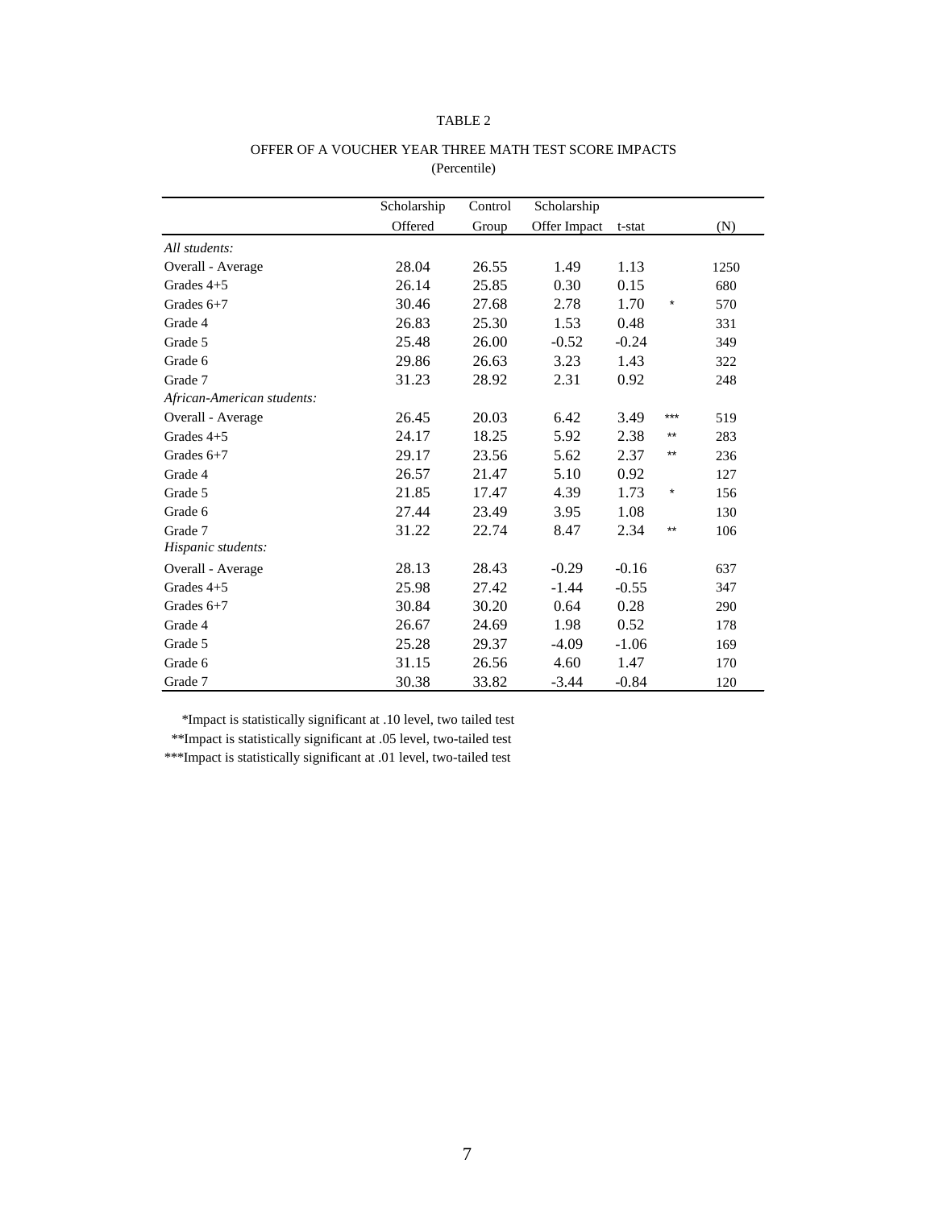TABLE 2

OFFER OF A VOUCHER YEAR THREE MATH TEST SCORE IMPACTS
(Percentile)

| | Scholarship Offered | Control Group | Scholarship Offer Impact | t-stat | | (N) |
|---|---|---|---|---|---|---|
| *All students:* | | | | | | |
| Overall - Average | 28.04 | 26.55 | 1.49 | 1.13 | | 1250 |
| Grades 4+5 | 26.14 | 25.85 | 0.30 | 0.15 | | 680 |
| Grades 6+7 | 30.46 | 27.68 | 2.78 | 1.70 | * | 570 |
| Grade 4 | 26.83 | 25.30 | 1.53 | 0.48 | | 331 |
| Grade 5 | 25.48 | 26.00 | -0.52 | -0.24 | | 349 |
| Grade 6 | 29.86 | 26.63 | 3.23 | 1.43 | | 322 |
| Grade 7 | 31.23 | 28.92 | 2.31 | 0.92 | | 248 |
| *African-American students:* | | | | | | |
| Overall - Average | 26.45 | 20.03 | 6.42 | 3.49 | *** | 519 |
| Grades 4+5 | 24.17 | 18.25 | 5.92 | 2.38 | ** | 283 |
| Grades 6+7 | 29.17 | 23.56 | 5.62 | 2.37 | ** | 236 |
| Grade 4 | 26.57 | 21.47 | 5.10 | 0.92 | | 127 |
| Grade 5 | 21.85 | 17.47 | 4.39 | 1.73 | * | 156 |
| Grade 6 | 27.44 | 23.49 | 3.95 | 1.08 | | 130 |
| Grade 7 | 31.22 | 22.74 | 8.47 | 2.34 | ** | 106 |
| *Hispanic students:* | | | | | | |
| Overall - Average | 28.13 | 28.43 | -0.29 | -0.16 | | 637 |
| Grades 4+5 | 25.98 | 27.42 | -1.44 | -0.55 | | 347 |
| Grades 6+7 | 30.84 | 30.20 | 0.64 | 0.28 | | 290 |
| Grade 4 | 26.67 | 24.69 | 1.98 | 0.52 | | 178 |
| Grade 5 | 25.28 | 29.37 | -4.09 | -1.06 | | 169 |
| Grade 6 | 31.15 | 26.56 | 4.60 | 1.47 | | 170 |
| Grade 7 | 30.38 | 33.82 | -3.44 | -0.84 | | 120 |

*Impact is statistically significant at .10 level, two tailed test
**Impact is statistically significant at .05 level, two-tailed test
***Impact is statistically significant at .01 level, two-tailed test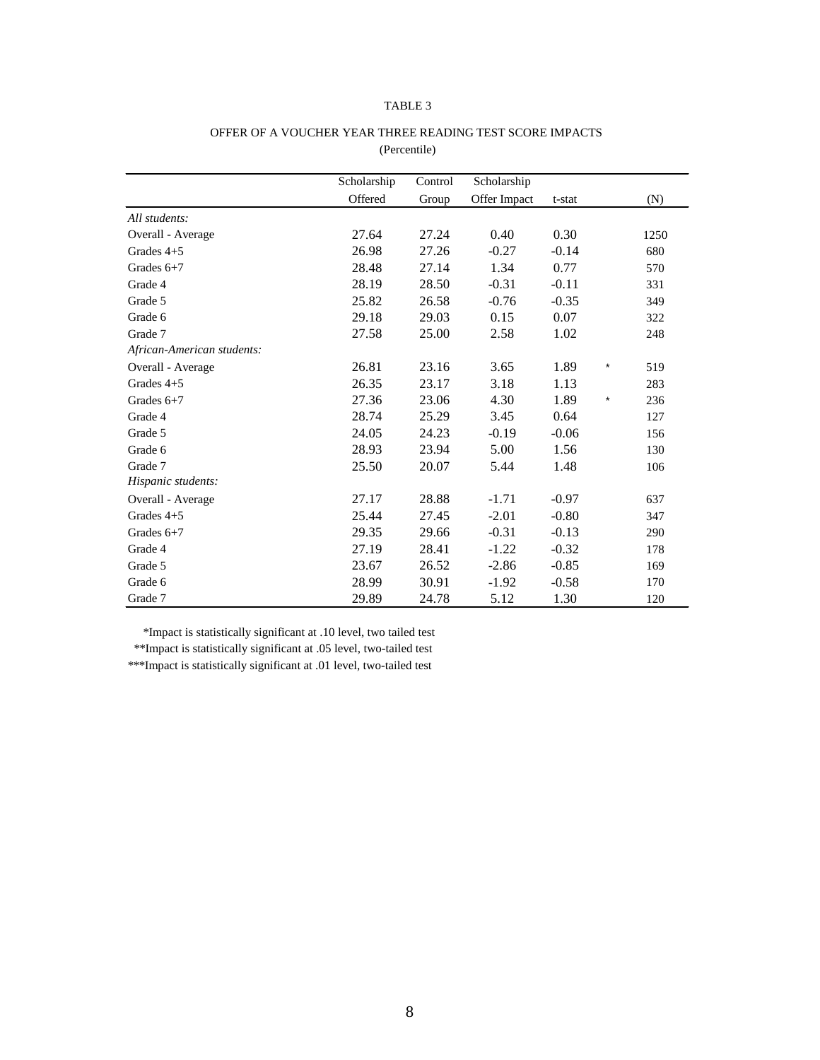TABLE 3

OFFER OF A VOUCHER YEAR THREE READING TEST SCORE IMPACTS
(Percentile)

| | Scholarship Offered | Control Group | Scholarship Offer Impact | t-stat | | (N) |
|---|---|---|---|---|---|---|
| *All students:* | | | | | | |
| Overall - Average | 27.64 | 27.24 | 0.40 | 0.30 | | 1250 |
| Grades 4+5 | 26.98 | 27.26 | -0.27 | -0.14 | | 680 |
| Grades 6+7 | 28.48 | 27.14 | 1.34 | 0.77 | | 570 |
| Grade 4 | 28.19 | 28.50 | -0.31 | -0.11 | | 331 |
| Grade 5 | 25.82 | 26.58 | -0.76 | -0.35 | | 349 |
| Grade 6 | 29.18 | 29.03 | 0.15 | 0.07 | | 322 |
| Grade 7 | 27.58 | 25.00 | 2.58 | 1.02 | | 248 |
| *African-American students:* | | | | | | |
| Overall - Average | 26.81 | 23.16 | 3.65 | 1.89 | * | 519 |
| Grades 4+5 | 26.35 | 23.17 | 3.18 | 1.13 | | 283 |
| Grades 6+7 | 27.36 | 23.06 | 4.30 | 1.89 | * | 236 |
| Grade 4 | 28.74 | 25.29 | 3.45 | 0.64 | | 127 |
| Grade 5 | 24.05 | 24.23 | -0.19 | -0.06 | | 156 |
| Grade 6 | 28.93 | 23.94 | 5.00 | 1.56 | | 130 |
| Grade 7 | 25.50 | 20.07 | 5.44 | 1.48 | | 106 |
| *Hispanic students:* | | | | | | |
| Overall - Average | 27.17 | 28.88 | -1.71 | -0.97 | | 637 |
| Grades 4+5 | 25.44 | 27.45 | -2.01 | -0.80 | | 347 |
| Grades 6+7 | 29.35 | 29.66 | -0.31 | -0.13 | | 290 |
| Grade 4 | 27.19 | 28.41 | -1.22 | -0.32 | | 178 |
| Grade 5 | 23.67 | 26.52 | -2.86 | -0.85 | | 169 |
| Grade 6 | 28.99 | 30.91 | -1.92 | -0.58 | | 170 |
| Grade 7 | 29.89 | 24.78 | 5.12 | 1.30 | | 120 |

*Impact is statistically significant at .10 level, two tailed test
**Impact is statistically significant at .05 level, two-tailed test
***Impact is statistically significant at .01 level, two-tailed test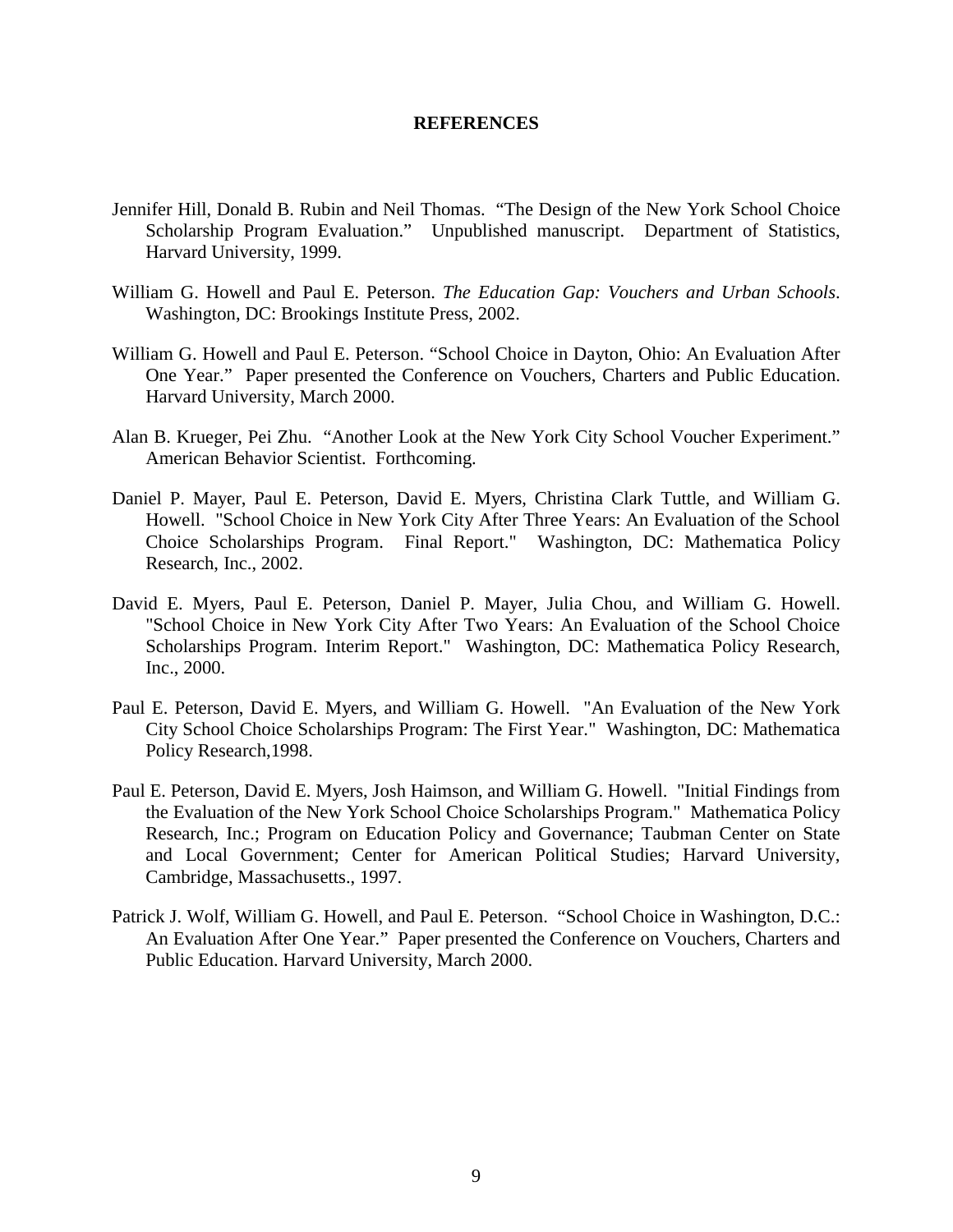# REFERENCES

Jennifer Hill, Donald B. Rubin and Neil Thomas. "The Design of the New York School Choice Scholarship Program Evaluation." Unpublished manuscript. Department of Statistics, Harvard University, 1999.

William G. Howell and Paul E. Peterson. *The Education Gap: Vouchers and Urban Schools*. Washington, DC: Brookings Institute Press, 2002.

William G. Howell and Paul E. Peterson. "School Choice in Dayton, Ohio: An Evaluation After One Year." Paper presented the Conference on Vouchers, Charters and Public Education. Harvard University, March 2000.

Alan B. Krueger, Pei Zhu. "Another Look at the New York City School Voucher Experiment." American Behavior Scientist. Forthcoming.

Daniel P. Mayer, Paul E. Peterson, David E. Myers, Christina Clark Tuttle, and William G. Howell. "School Choice in New York City After Three Years: An Evaluation of the School Choice Scholarships Program. Final Report." Washington, DC: Mathematica Policy Research, Inc., 2002.

David E. Myers, Paul E. Peterson, Daniel P. Mayer, Julia Chou, and William G. Howell. "School Choice in New York City After Two Years: An Evaluation of the School Choice Scholarships Program. Interim Report." Washington, DC: Mathematica Policy Research, Inc., 2000.

Paul E. Peterson, David E. Myers, and William G. Howell. "An Evaluation of the New York City School Choice Scholarships Program: The First Year." Washington, DC: Mathematica Policy Research,1998.

Paul E. Peterson, David E. Myers, Josh Haimson, and William G. Howell. "Initial Findings from the Evaluation of the New York School Choice Scholarships Program." Mathematica Policy Research, Inc.; Program on Education Policy and Governance; Taubman Center on State and Local Government; Center for American Political Studies; Harvard University, Cambridge, Massachusetts., 1997.

Patrick J. Wolf, William G. Howell, and Paul E. Peterson. "School Choice in Washington, D.C.: An Evaluation After One Year." Paper presented the Conference on Vouchers, Charters and Public Education. Harvard University, March 2000.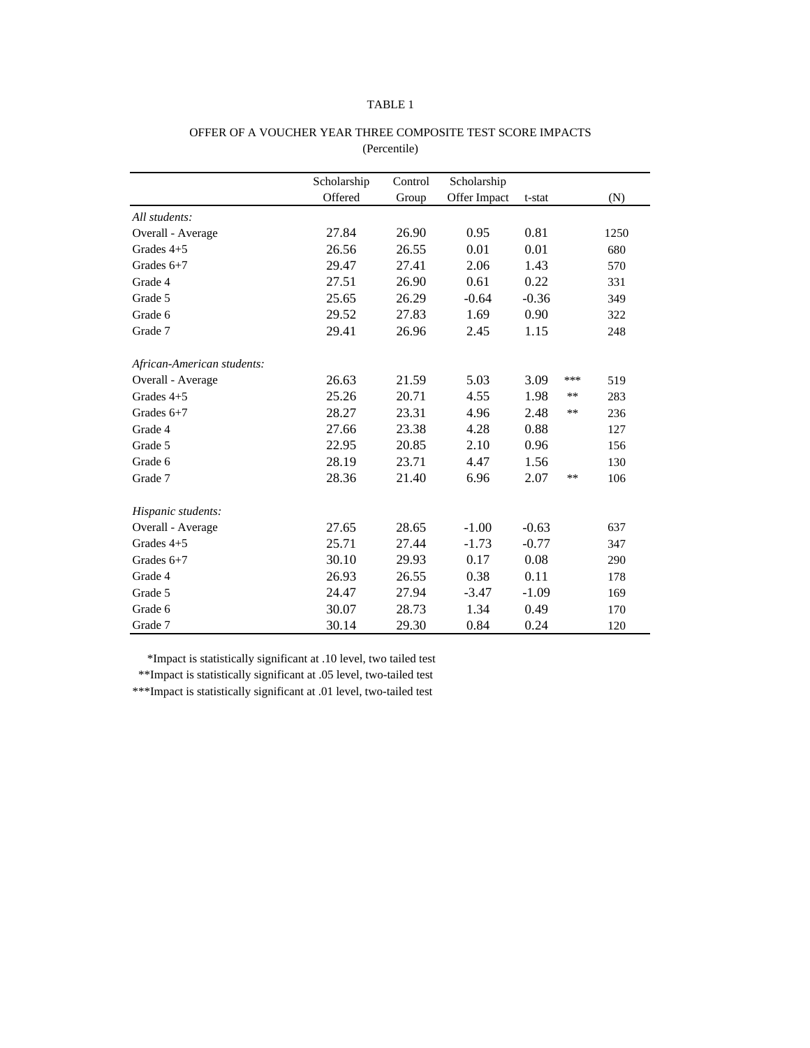TABLE 1

OFFER OF A VOUCHER YEAR THREE COMPOSITE TEST SCORE IMPACTS
(Percentile)

| | Scholarship Offered | Control Group | Scholarship Offer Impact | t-stat | | (N) |
|---|---|---|---|---|---|---|
| *All students:* | | | | | | |
| Overall - Average | 27.84 | 26.90 | 0.95 | 0.81 | | 1250 |
| Grades 4+5 | 26.56 | 26.55 | 0.01 | 0.01 | | 680 |
| Grades 6+7 | 29.47 | 27.41 | 2.06 | 1.43 | | 570 |
| Grade 4 | 27.51 | 26.90 | 0.61 | 0.22 | | 331 |
| Grade 5 | 25.65 | 26.29 | -0.64 | -0.36 | | 349 |
| Grade 6 | 29.52 | 27.83 | 1.69 | 0.90 | | 322 |
| Grade 7 | 29.41 | 26.96 | 2.45 | 1.15 | | 248 |
| | | | | | | |
| *African-American students:* | | | | | | |
| Overall - Average | 26.63 | 21.59 | 5.03 | 3.09 | *** | 519 |
| Grades 4+5 | 25.26 | 20.71 | 4.55 | 1.98 | ** | 283 |
| Grades 6+7 | 28.27 | 23.31 | 4.96 | 2.48 | ** | 236 |
| Grade 4 | 27.66 | 23.38 | 4.28 | 0.88 | | 127 |
| Grade 5 | 22.95 | 20.85 | 2.10 | 0.96 | | 156 |
| Grade 6 | 28.19 | 23.71 | 4.47 | 1.56 | | 130 |
| Grade 7 | 28.36 | 21.40 | 6.96 | 2.07 | ** | 106 |
| | | | | | | |
| *Hispanic students:* | | | | | | |
| Overall - Average | 27.65 | 28.65 | -1.00 | -0.63 | | 637 |
| Grades 4+5 | 25.71 | 27.44 | -1.73 | -0.77 | | 347 |
| Grades 6+7 | 30.10 | 29.93 | 0.17 | 0.08 | | 290 |
| Grade 4 | 26.93 | 26.55 | 0.38 | 0.11 | | 178 |
| Grade 5 | 24.47 | 27.94 | -3.47 | -1.09 | | 169 |
| Grade 6 | 30.07 | 28.73 | 1.34 | 0.49 | | 170 |
| Grade 7 | 30.14 | 29.30 | 0.84 | 0.24 | | 120 |

*Impact is statistically significant at .10 level, two tailed test

**Impact is statistically significant at .05 level, two-tailed test

***Impact is statistically significant at .01 level, two-tailed test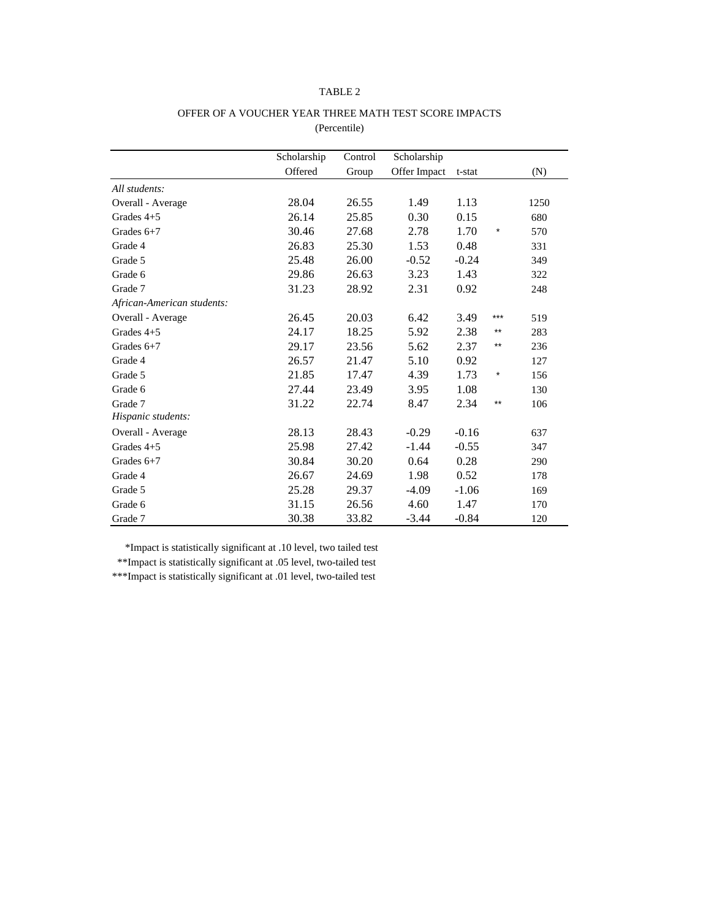TABLE 2

OFFER OF A VOUCHER YEAR THREE MATH TEST SCORE IMPACTS
(Percentile)

| | Scholarship Offered | Control Group | Scholarship Offer Impact | t-stat | | (N) |
|---|---|---|---|---|---|---|
| *All students:* | | | | | | |
| Overall - Average | 28.04 | 26.55 | 1.49 | 1.13 | | 1250 |
| Grades 4+5 | 26.14 | 25.85 | 0.30 | 0.15 | | 680 |
| Grades 6+7 | 30.46 | 27.68 | 2.78 | 1.70 | * | 570 |
| Grade 4 | 26.83 | 25.30 | 1.53 | 0.48 | | 331 |
| Grade 5 | 25.48 | 26.00 | -0.52 | -0.24 | | 349 |
| Grade 6 | 29.86 | 26.63 | 3.23 | 1.43 | | 322 |
| Grade 7 | 31.23 | 28.92 | 2.31 | 0.92 | | 248 |
| *African-American students:* | | | | | | |
| Overall - Average | 26.45 | 20.03 | 6.42 | 3.49 | *** | 519 |
| Grades 4+5 | 24.17 | 18.25 | 5.92 | 2.38 | ** | 283 |
| Grades 6+7 | 29.17 | 23.56 | 5.62 | 2.37 | ** | 236 |
| Grade 4 | 26.57 | 21.47 | 5.10 | 0.92 | | 127 |
| Grade 5 | 21.85 | 17.47 | 4.39 | 1.73 | * | 156 |
| Grade 6 | 27.44 | 23.49 | 3.95 | 1.08 | | 130 |
| Grade 7 | 31.22 | 22.74 | 8.47 | 2.34 | ** | 106 |
| *Hispanic students:* | | | | | | |
| Overall - Average | 28.13 | 28.43 | -0.29 | -0.16 | | 637 |
| Grades 4+5 | 25.98 | 27.42 | -1.44 | -0.55 | | 347 |
| Grades 6+7 | 30.84 | 30.20 | 0.64 | 0.28 | | 290 |
| Grade 4 | 26.67 | 24.69 | 1.98 | 0.52 | | 178 |
| Grade 5 | 25.28 | 29.37 | -4.09 | -1.06 | | 169 |
| Grade 6 | 31.15 | 26.56 | 4.60 | 1.47 | | 170 |
| Grade 7 | 30.38 | 33.82 | -3.44 | -0.84 | | 120 |

*Impact is statistically significant at .10 level, two tailed test
**Impact is statistically significant at .05 level, two-tailed test
***Impact is statistically significant at .01 level, two-tailed test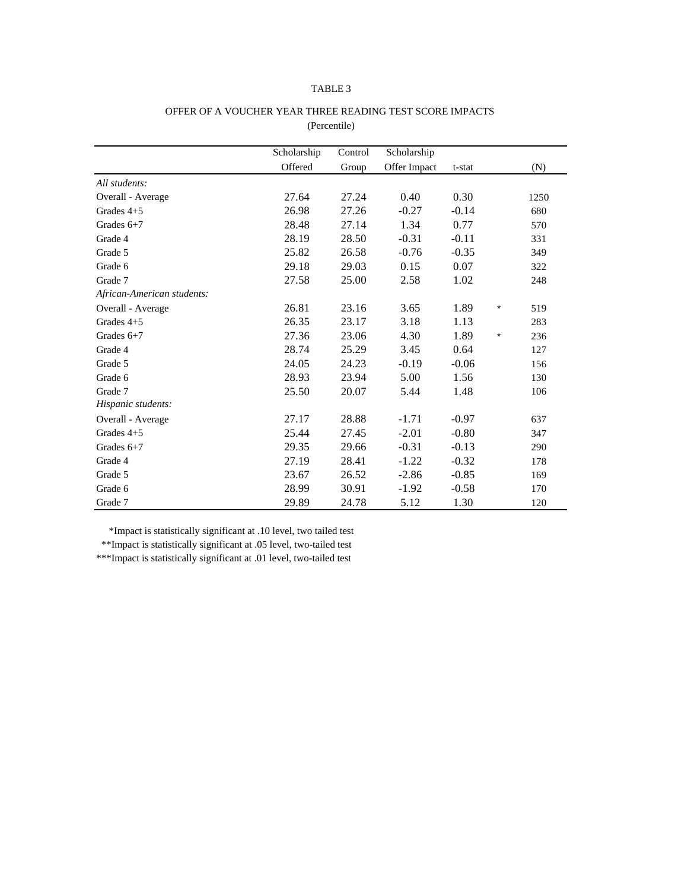TABLE 3

OFFER OF A VOUCHER YEAR THREE READING TEST SCORE IMPACTS
(Percentile)

| | Scholarship Offered | Control Group | Scholarship Offer Impact | t-stat | | (N) |
|---|---|---|---|---|---|---|
| *All students:* | | | | | | |
| Overall - Average | 27.64 | 27.24 | 0.40 | 0.30 | | 1250 |
| Grades 4+5 | 26.98 | 27.26 | -0.27 | -0.14 | | 680 |
| Grades 6+7 | 28.48 | 27.14 | 1.34 | 0.77 | | 570 |
| Grade 4 | 28.19 | 28.50 | -0.31 | -0.11 | | 331 |
| Grade 5 | 25.82 | 26.58 | -0.76 | -0.35 | | 349 |
| Grade 6 | 29.18 | 29.03 | 0.15 | 0.07 | | 322 |
| Grade 7 | 27.58 | 25.00 | 2.58 | 1.02 | | 248 |
| *African-American students:* | | | | | | |
| Overall - Average | 26.81 | 23.16 | 3.65 | 1.89 | * | 519 |
| Grades 4+5 | 26.35 | 23.17 | 3.18 | 1.13 | | 283 |
| Grades 6+7 | 27.36 | 23.06 | 4.30 | 1.89 | * | 236 |
| Grade 4 | 28.74 | 25.29 | 3.45 | 0.64 | | 127 |
| Grade 5 | 24.05 | 24.23 | -0.19 | -0.06 | | 156 |
| Grade 6 | 28.93 | 23.94 | 5.00 | 1.56 | | 130 |
| Grade 7 | 25.50 | 20.07 | 5.44 | 1.48 | | 106 |
| *Hispanic students:* | | | | | | |
| Overall - Average | 27.17 | 28.88 | -1.71 | -0.97 | | 637 |
| Grades 4+5 | 25.44 | 27.45 | -2.01 | -0.80 | | 347 |
| Grades 6+7 | 29.35 | 29.66 | -0.31 | -0.13 | | 290 |
| Grade 4 | 27.19 | 28.41 | -1.22 | -0.32 | | 178 |
| Grade 5 | 23.67 | 26.52 | -2.86 | -0.85 | | 169 |
| Grade 6 | 28.99 | 30.91 | -1.92 | -0.58 | | 170 |
| Grade 7 | 29.89 | 24.78 | 5.12 | 1.30 | | 120 |

*Impact is statistically significant at .10 level, two tailed test
**Impact is statistically significant at .05 level, two-tailed test
***Impact is statistically significant at .01 level, two-tailed test